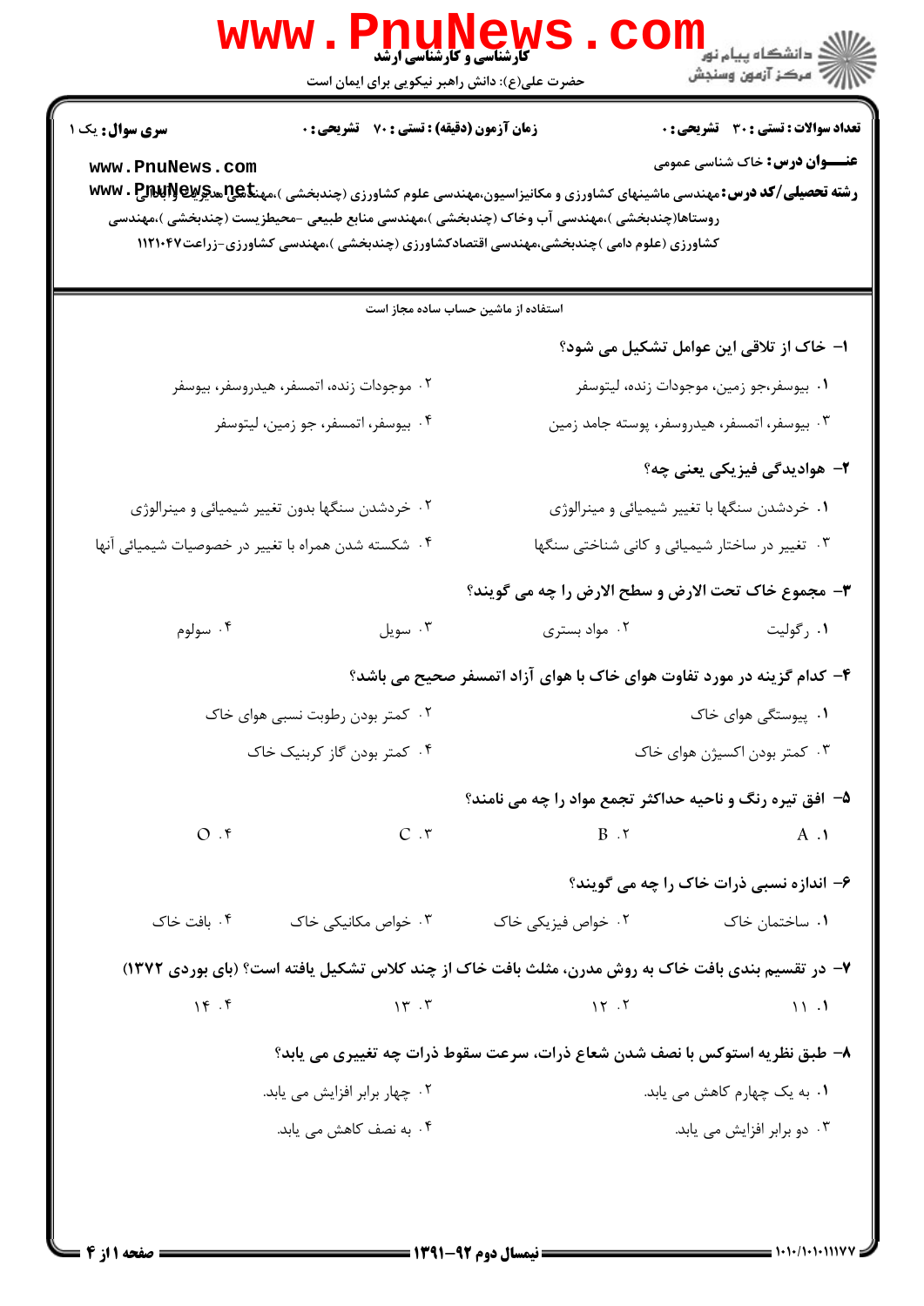**تعداد سوالات : تستی : ۳۰ تشریحی : ۰** | **زمان آزمون (دقیقه) : تستی : ۷۰ تشریحی : ۰** | **سری سوال : یک ۱**

**عنـــوان درس:** خاک شناسی عمومی

**رشته تحصیلی/کد درس:** مهندسی ماشینهای کشاورزی و مکانیزاسیون،مهندسی علوم کشاورزی (چندبخشی )،مهندسی مدیریت و آبادانی روستاها(چندبخشی )،مهندسی آب وخاک (چندبخشی )،مهندسی منابع طبیعی -محیطزیست (چندبخشی )،مهندسی کشاورزی (علوم دامی )چندبخشی،مهندسی اقتصادکشاورزی (چندبخشی )،مهندسی کشاورزی-زراعت۱۱۲۱۰۴۷

استفاده از ماشین حساب ساده مجاز است

۱- خاک از تلاقی این عوامل تشکیل می شود؟

۱. بیوسفر،جو زمین، موجودات زنده، لیتوسفر
۲. موجودات زنده، اتمسفر، هیدروسفر، بیوسفر
۳. بیوسفر، اتمسفر، هیدروسفر، پوسته جامد زمین
۴. بیوسفر، اتمسفر، جو زمین، لیتوسفر

۲- هوادیدگی فیزیکی یعنی چه؟

۱. خردشدن سنگها با تغییر شیمیائی و مینرالوژی
۲. خردشدن سنگها بدون تغییر شیمیائی و مینرالوژی
۳. تغییر در ساختار شیمیائی و کانی شناختی سنگها
۴. شکسته شدن همراه با تغییر در خصوصیات شیمیائی آنها

۳- مجموع خاک تحت الارض و سطح الارض را چه می گویند؟

۱. رگولیت
۲. مواد بستری
۳. سویل
۴. سولوم

۴- کدام گزینه در مورد تفاوت هوای خاک با هوای آزاد اتمسفر صحیح می باشد؟

۱. پیوستگی هوای خاک
۲. کمتر بودن رطوبت نسبی هوای خاک
۳. کمتر بودن اکسیژن هوای خاک
۴. کمتر بودن گاز کربنیک خاک

۵- افق تیره رنگ و ناحیه حداکثر تجمع مواد را چه می نامند؟

۱. A
۲. B
۳. C
۴. O

۶- اندازه نسبی ذرات خاک را چه می گویند؟

۱. ساختمان خاک
۲. خواص فیزیکی خاک
۳. خواص مکانیکی خاک
۴. بافت خاک

۷- در تقسیم بندی بافت خاک به روش مدرن، مثلث بافت خاک از چند کلاس تشکیل یافته است؟ (بای بوردی ۱۳۷۲)

۱. ۱۱
۲. ۱۲
۳. ۱۳
۴. ۱۴

۸- طبق نظریه استوکس با نصف شدن شعاع ذرات، سرعت سقوط ذرات چه تغییری می یابد؟

۱. به یک چهارم کاهش می یابد.
۲. چهار برابر افزایش می یابد.
۳. دو برابر افزایش می یابد.
۴. به نصف کاهش می یابد.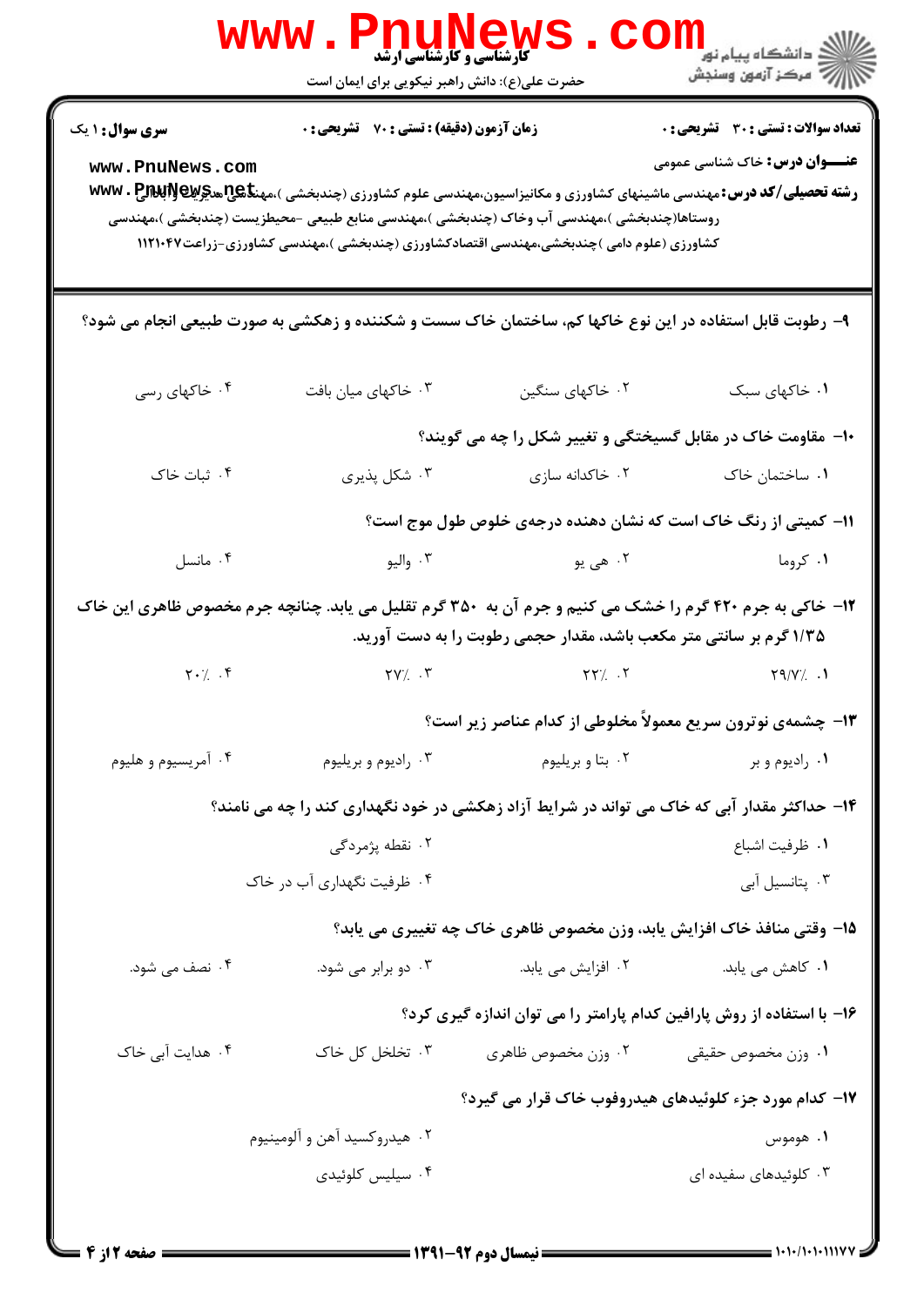**سری سوال:** ۱ یک

**زمان آزمون (دقیقه) : تستی : ۷۰ تشریحی : ۰**

**تعداد سوالات : تستی : ۳۰ تشریحی : ۰**

**عنـــوان درس:** خاک شناسی عمومی

**رشته تحصیلی/کد درس:** مهندسی ماشینهای کشاورزی و مکانیزاسیون،مهندسی علوم کشاورزی (چندبخشی )،مهندسی مدیریت و آبادانی روستاها(چندبخشی )،مهندسی آب وخاک (چندبخشی )،مهندسی منابع طبیعی -محیطزیست (چندبخشی )،مهندسی کشاورزی (علوم دامی )چندبخشی،مهندسی اقتصادکشاورزی (چندبخشی )،مهندسی کشاورزی-زراعت۱۱۲۱۰۴۷

۹- رطوبت قابل استفاده در این نوع خاکها کم، ساختمان خاک سست و شکننده و زهکشی به صورت طبیعی انجام می شود؟

۱. خاکهای سبک
۲. خاکهای سنگین
۳. خاکهای میان بافت
۴. خاکهای رسی

۱۰- مقاومت خاک در مقابل گسیختگی و تغییر شکل را چه می گویند؟

۱. ساختمان خاک
۲. خاکدانه سازی
۳. شکل پذیری
۴. ثبات خاک

۱۱- کمیتی از رنگ خاک است که نشان دهنده درجه‌ی خلوص طول موج است؟

۱. کروما
۲. هی یو
۳. والیو
۴. مانسل

۱۲- خاکی به جرم ۴۲۰ گرم را خشک می کنیم و جرم آن به ۳۵۰ گرم تقلیل می یابد. چنانچه جرم مخصوص ظاهری این خاک ۱/۳۵ گرم بر سانتی متر مکعب باشد، مقدار حجمی رطوبت را به دست آورید.

۱. ۲۹/۷٪
۲. ۲۲٪
۳. ۲۷٪
۴. ۲۰٪

۱۳- چشمه‌ی نوترون سریع معمولاً مخلوطی از کدام عناصر زیر است؟

۱. رادیوم و بر
۲. بتا و بریلیوم
۳. رادیوم و بریلیوم
۴. آمریسیوم و هلیوم

۱۴- حداکثر مقدار آبی که خاک می تواند در شرایط آزاد زهکشی در خود نگهداری کند را چه می نامند؟

۱. ظرفیت اشباع
۲. نقطه پژمردگی
۳. پتانسیل آبی
۴. ظرفیت نگهداری آب در خاک

۱۵- وقتی منافذ خاک افزایش یابد، وزن مخصوص ظاهری خاک چه تغییری می یابد؟

۱. کاهش می یابد.
۲. افزایش می یابد.
۳. دو برابر می شود.
۴. نصف می شود.

۱۶- با استفاده از روش پارافین کدام پارامتر را می توان اندازه گیری کرد؟

۱. وزن مخصوص حقیقی
۲. وزن مخصوص ظاهری
۳. تخلخل کل خاک
۴. هدایت آبی خاک

۱۷- کدام مورد جزء کلوئیدهای هیدروفوب خاک قرار می گیرد؟

۱. هوموس
۲. هیدروکسید آهن و آلومینیوم
۳. کلوئیدهای سفیده ای
۴. سیلیس کلوئیدی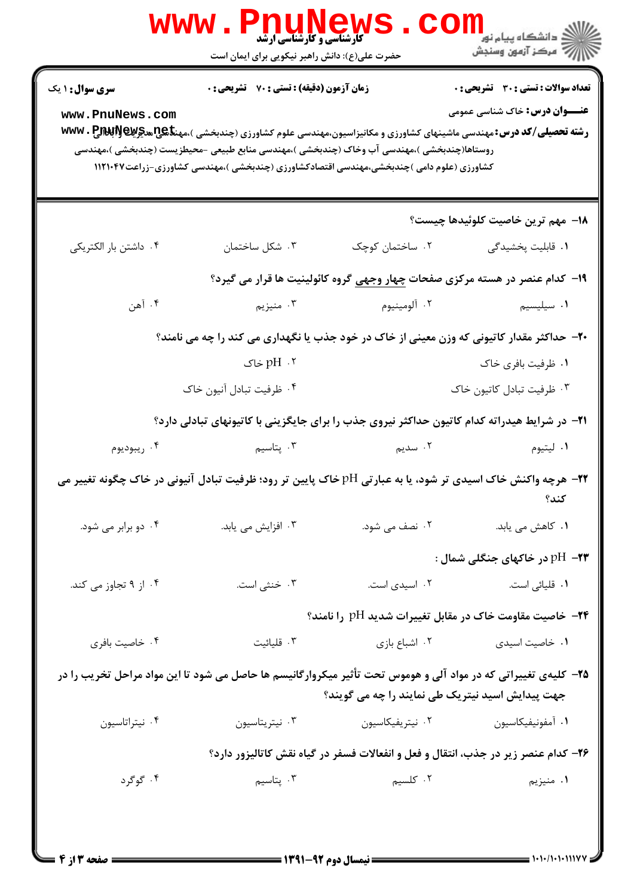۱۸- مهم ترین خاصیت کلوئیدها چیست؟

۱. قابلیت پخشیدگی
۲. ساختمان کوچک
۳. شکل ساختمان
۴. داشتن بار الکتریکی

۱۹- کدام عنصر در هسته مرکزی صفحات چهار وجهی گروه کائولینیت ها قرار می گیرد؟

۱. سیلیسیم
۲. آلومینیوم
۳. منیزیم
۴. آهن

۲۰- حداکثر مقدار کاتیونی که وزن معینی از خاک در خود جذب یا نگهداری می کند را چه می نامند؟

۱. ظرفیت بافری خاک
۲. pH خاک
۳. ظرفیت تبادل کاتیون خاک
۴. ظرفیت تبادل آنیون خاک

۲۱- در شرایط هیدراته کدام کاتیون حداکثر نیروی جذب را برای جایگزینی با کاتیونهای تبادلی دارد؟

۱. لیتیوم
۲. سدیم
۳. پتاسیم
۴. ریبودیوم

۲۲- هرچه واکنش خاک اسیدی تر شود، یا به عبارتی pH خاک پایین تر رود؛ ظرفیت تبادل آنیونی در خاک چگونه تغییر می کند؟

۱. کاهش می یابد.
۲. نصف می شود.
۳. افزایش می یابد.
۴. دو برابر می شود.

۲۳- pH در خاکهای جنگلی شمال :

۱. قلیائی است.
۲. اسیدی است.
۳. خنثی است.
۴. از ۹ تجاوز می کند.

۲۴- خاصیت مقاومت خاک در مقابل تغییرات شدید pH را نامند؟

۱. خاصیت اسیدی
۲. اشباع بازی
۳. قلیائیت
۴. خاصیت بافری

۲۵- کلیه‌ی تغییراتی که در مواد آلی و هوموس تحت تأثیر میکروارگانیسم ها حاصل می شود تا این مواد مراحل تخریب را در جهت پیدایش اسید نیتریک طی نمایند را چه می گویند؟

۱. آمفونیفیکاسیون
۲. نیتریفیکاسیون
۳. نیتریتاسیون
۴. نیتراتاسیون

۲۶- کدام عنصر زیر در جذب، انتقال و فعل و انفعالات فسفر در گیاه نقش کاتالیزور دارد؟

۱. منیزیم
۲. کلسیم
۳. پتاسیم
۴. گوگرد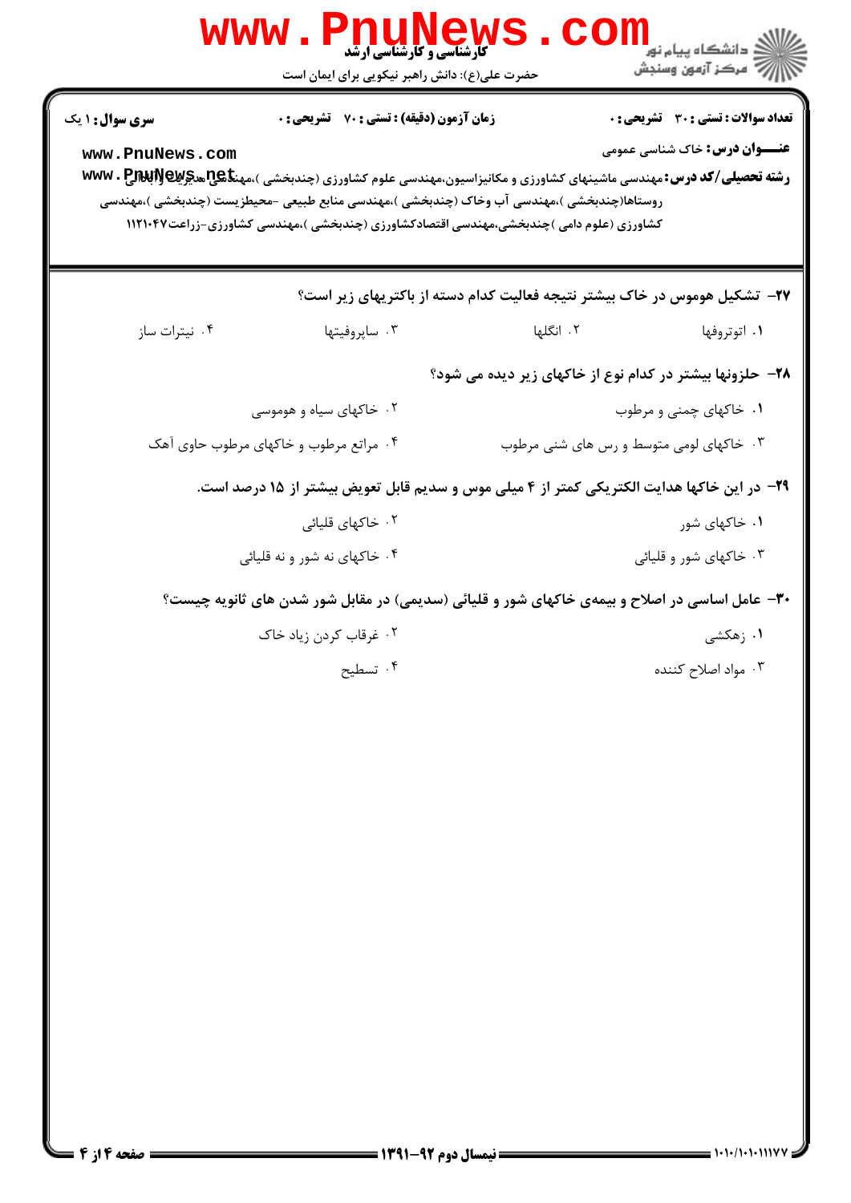**تعداد سوالات : تستی : ۳۰ تشریحی : ۰** | **زمان آزمون (دقیقه) : تستی : ۷۰ تشریحی : ۰** | **سری سوال : ۱ یک**

**عنـــوان درس:** خاک شناسی عمومی

**رشته تحصیلی/کد درس:** مهندسی ماشینهای کشاورزی و مکانیزاسیون،مهندسی علوم کشاورزی (چندبخشی )،مهندسی مدیریت و آبادانی روستاها(چندبخشی )،مهندسی آب وخاک (چندبخشی )،مهندسی منابع طبیعی -محیطزیست (چندبخشی )،مهندسی کشاورزی (علوم دامی )چندبخشی،مهندسی اقتصادکشاورزی (چندبخشی )،مهندسی کشاورزی-زراعت۱۱۲۱۰۴۷

**۲۷- تشکیل هوموس در خاک بیشتر نتیجه فعالیت کدام دسته از باکتریهای زیر است؟**

۱. اتوتروفها
۲. انگلها
۳. ساپروفیتها
۴. نیترات ساز

**۲۸- حلزونها بیشتر در کدام نوع از خاکهای زیر دیده می شود؟**

۱. خاکهای چمنی و مرطوب
۲. خاکهای سیاه و هوموسی
۳. خاکهای لومی متوسط و رس های شنی مرطوب
۴. مراتع مرطوب و خاکهای مرطوب حاوی آهک

**۲۹- در این خاکها هدایت الکتریکی کمتر از ۴ میلی موس و سدیم قابل تعویض بیشتر از ۱۵ درصد است.**

۱. خاکهای شور
۲. خاکهای قلیائی
۳. خاکهای شور و قلیائی
۴. خاکهای نه شور و نه قلیائی

**۳۰- عامل اساسی در اصلاح و بیمه‌ی خاکهای شور و قلیائی (سدیمی) در مقابل شور شدن های ثانویه چیست؟**

۱. زهکشی
۲. غرقاب کردن زیاد خاک
۳. مواد اصلاح کننده
۴. تسطیح